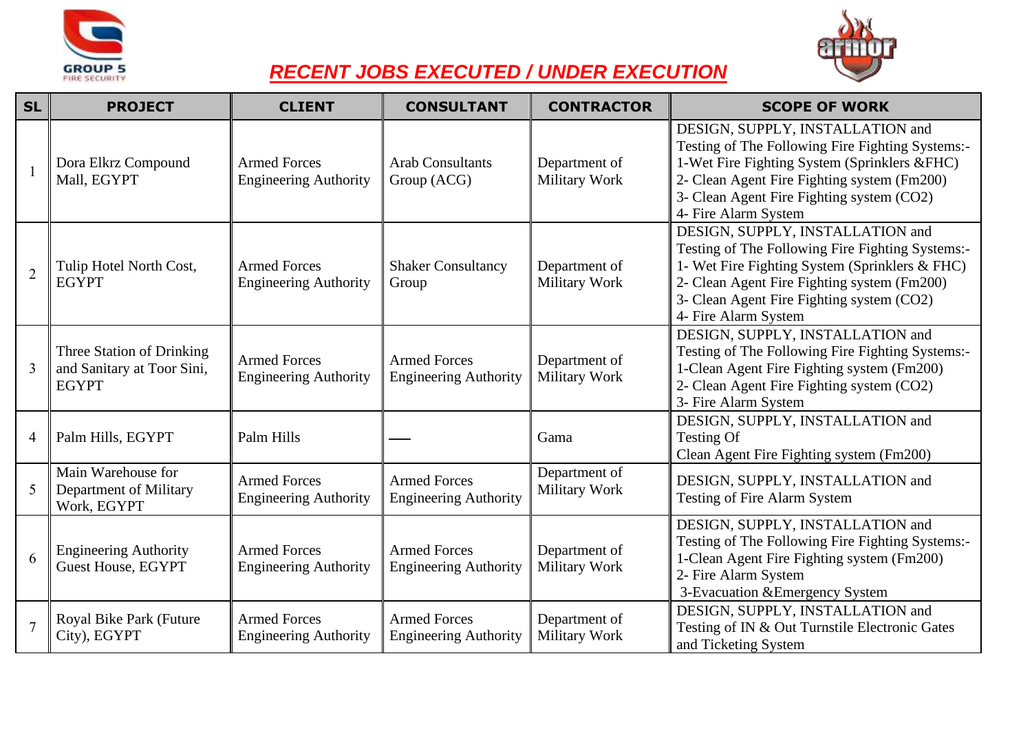# *RECENT JOBS EXECUTED / UNDER EXECUTION*

| SL | PROJECT | CLIENT | CONSULTANT | CONTRACTOR | SCOPE OF WORK |
|---|---|---|---|---|---|
| 1 | Dora Elkrz Compound Mall, EGYPT | Armed Forces Engineering Authority | Arab Consultants Group (ACG) | Department of Military Work | DESIGN, SUPPLY, INSTALLATION and Testing of The Following Fire Fighting Systems:- 1-Wet Fire Fighting System (Sprinklers &FHC) 2- Clean Agent Fire Fighting system (Fm200) 3- Clean Agent Fire Fighting system (CO2) 4- Fire Alarm System |
| 2 | Tulip Hotel North Cost, EGYPT | Armed Forces Engineering Authority | Shaker Consultancy Group | Department of Military Work | DESIGN, SUPPLY, INSTALLATION and Testing of The Following Fire Fighting Systems:- 1- Wet Fire Fighting System (Sprinklers & FHC) 2- Clean Agent Fire Fighting system (Fm200) 3- Clean Agent Fire Fighting system (CO2) 4- Fire Alarm System |
| 3 | Three Station of Drinking and Sanitary at Toor Sini, EGYPT | Armed Forces Engineering Authority | Armed Forces Engineering Authority | Department of Military Work | DESIGN, SUPPLY, INSTALLATION and Testing of The Following Fire Fighting Systems:- 1-Clean Agent Fire Fighting system (Fm200) 2- Clean Agent Fire Fighting system (CO2) 3- Fire Alarm System |
| 4 | Palm Hills, EGYPT | Palm Hills | —— | Gama | DESIGN, SUPPLY, INSTALLATION and Testing Of Clean Agent Fire Fighting system (Fm200) |
| 5 | Main Warehouse for Department of Military Work, EGYPT | Armed Forces Engineering Authority | Armed Forces Engineering Authority | Department of Military Work | DESIGN, SUPPLY, INSTALLATION and Testing of Fire Alarm System |
| 6 | Engineering Authority Guest House, EGYPT | Armed Forces Engineering Authority | Armed Forces Engineering Authority | Department of Military Work | DESIGN, SUPPLY, INSTALLATION and Testing of The Following Fire Fighting Systems:- 1-Clean Agent Fire Fighting system (Fm200) 2- Fire Alarm System 3-Evacuation &Emergency System |
| 7 | Royal Bike Park (Future City), EGYPT | Armed Forces Engineering Authority | Armed Forces Engineering Authority | Department of Military Work | DESIGN, SUPPLY, INSTALLATION and Testing of IN & Out Turnstile Electronic Gates and Ticketing System |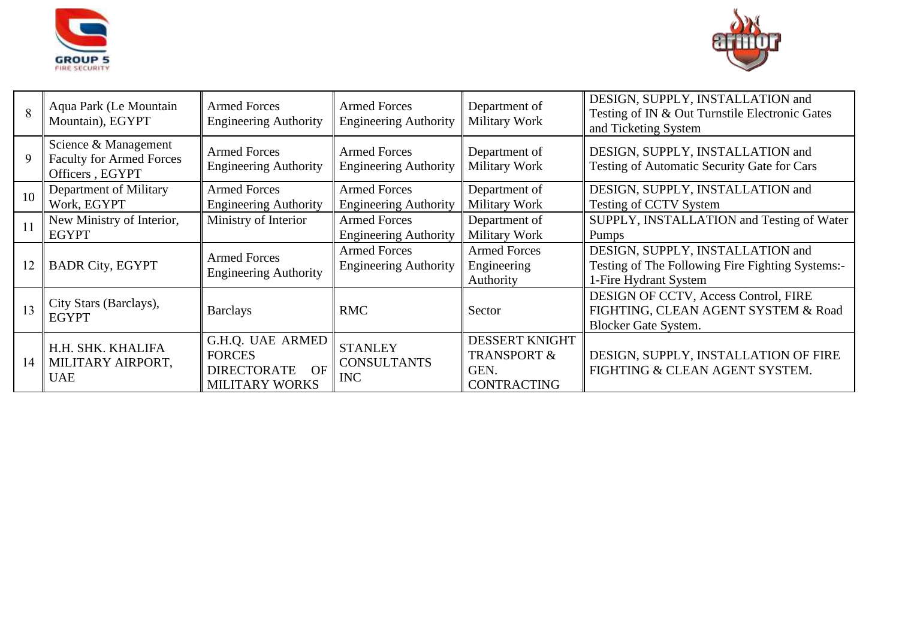| 8 | Aqua Park (Le Mountain Mountain), EGYPT | Armed Forces Engineering Authority | Armed Forces Engineering Authority | Department of Military Work | DESIGN, SUPPLY, INSTALLATION and Testing of IN & Out Turnstile Electronic Gates and Ticketing System |
|---|---|---|---|---|---|
| 9 | Science & Management Faculty for Armed Forces Officers , EGYPT | Armed Forces Engineering Authority | Armed Forces Engineering Authority | Department of Military Work | DESIGN, SUPPLY, INSTALLATION and Testing of Automatic Security Gate for Cars |
| 10 | Department of Military Work, EGYPT | Armed Forces Engineering Authority | Armed Forces Engineering Authority | Department of Military Work | DESIGN, SUPPLY, INSTALLATION and Testing of CCTV System |
| 11 | New Ministry of Interior, EGYPT | Ministry of Interior | Armed Forces Engineering Authority | Department of Military Work | SUPPLY, INSTALLATION and Testing of Water Pumps |
| 12 | BADR City, EGYPT | Armed Forces Engineering Authority | Armed Forces Engineering Authority | Armed Forces Engineering Authority | DESIGN, SUPPLY, INSTALLATION and Testing of The Following Fire Fighting Systems:- 1-Fire Hydrant System |
| 13 | City Stars (Barclays), EGYPT | Barclays | RMC | Sector | DESIGN OF CCTV, Access Control, FIRE FIGHTING, CLEAN AGENT SYSTEM & Road Blocker Gate System. |
| 14 | H.H. SHK. KHALIFA MILITARY AIRPORT, UAE | G.H.Q. UAE ARMED FORCES DIRECTORATE OF MILITARY WORKS | STANLEY CONSULTANTS INC | DESSERT KNIGHT TRANSPORT & GEN. CONTRACTING | DESIGN, SUPPLY, INSTALLATION OF FIRE FIGHTING & CLEAN AGENT SYSTEM. |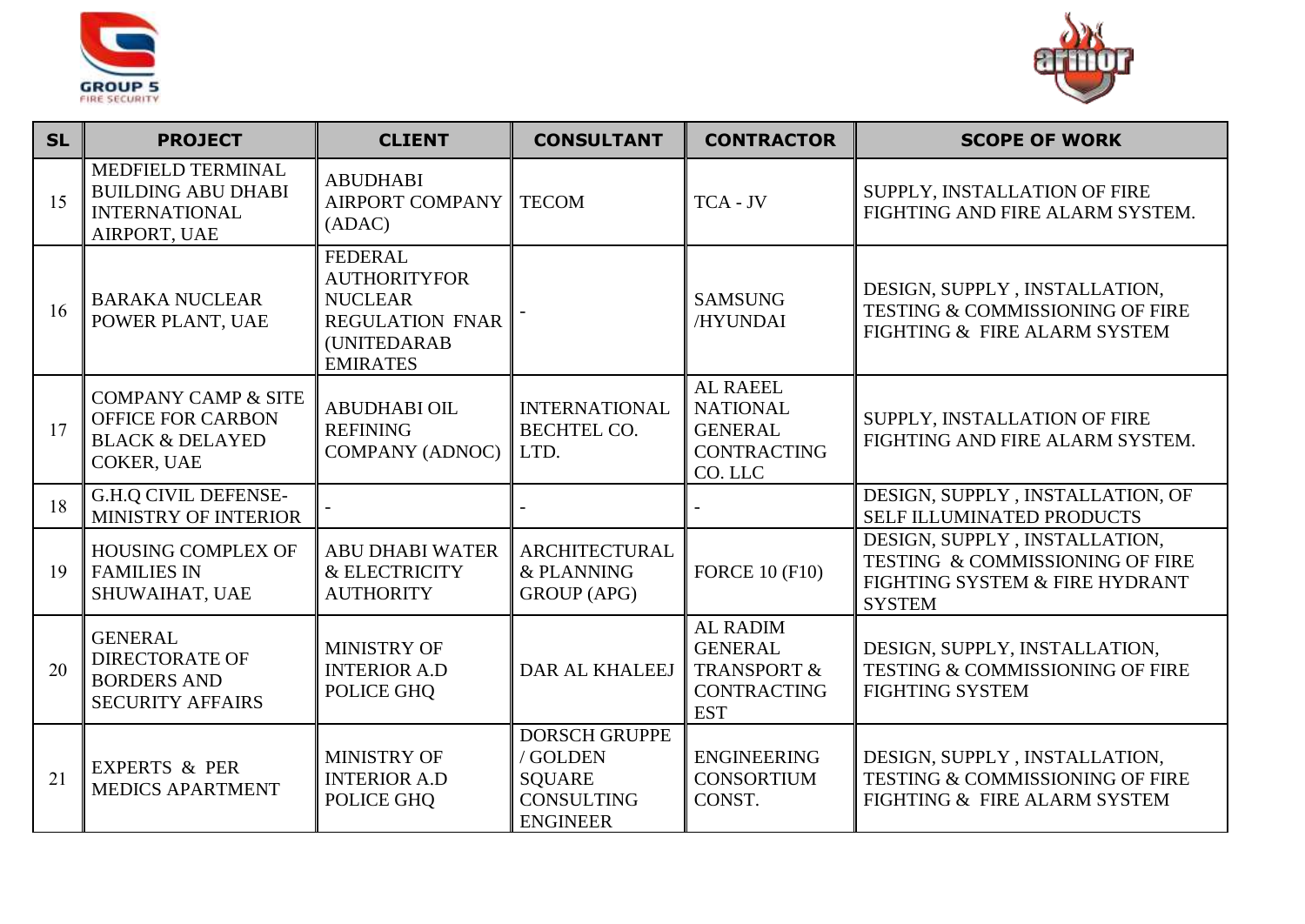| SL | PROJECT | CLIENT | CONSULTANT | CONTRACTOR | SCOPE OF WORK |
|---|---|---|---|---|---|
| 15 | MEDFIELD TERMINAL BUILDING ABU DHABI INTERNATIONAL AIRPORT, UAE | ABUDHABI AIRPORT COMPANY (ADAC) | TECOM | TCA - JV | SUPPLY, INSTALLATION OF FIRE FIGHTING AND FIRE ALARM SYSTEM. |
| 16 | BARAKA NUCLEAR POWER PLANT, UAE | FEDERAL AUTHORITYFOR NUCLEAR REGULATION FNAR (UNITEDARAB EMIRATES | - | SAMSUNG /HYUNDAI | DESIGN, SUPPLY , INSTALLATION, TESTING & COMMISSIONING OF FIRE FIGHTING & FIRE ALARM SYSTEM |
| 17 | COMPANY CAMP & SITE OFFICE FOR CARBON BLACK & DELAYED COKER, UAE | ABUDHABI OIL REFINING COMPANY (ADNOC) | INTERNATIONAL BECHTEL CO. LTD. | AL RAEEL NATIONAL GENERAL CONTRACTING CO. LLC | SUPPLY, INSTALLATION OF FIRE FIGHTING AND FIRE ALARM SYSTEM. |
| 18 | G.H.Q CIVIL DEFENSE- MINISTRY OF INTERIOR | - | - | - | DESIGN, SUPPLY , INSTALLATION, OF SELF ILLUMINATED PRODUCTS |
| 19 | HOUSING COMPLEX OF FAMILIES IN SHUWAIHAT, UAE | ABU DHABI WATER & ELECTRICITY AUTHORITY | ARCHITECTURAL & PLANNING GROUP (APG) | FORCE 10 (F10) | DESIGN, SUPPLY , INSTALLATION, TESTING & COMMISSIONING OF FIRE FIGHTING SYSTEM & FIRE HYDRANT SYSTEM |
| 20 | GENERAL DIRECTORATE OF BORDERS AND SECURITY AFFAIRS | MINISTRY OF INTERIOR A.D POLICE GHQ | DAR AL KHALEEJ | AL RADIM GENERAL TRANSPORT & CONTRACTING EST | DESIGN, SUPPLY, INSTALLATION, TESTING & COMMISSIONING OF FIRE FIGHTING SYSTEM |
| 21 | EXPERTS & PER MEDICS APARTMENT | MINISTRY OF INTERIOR A.D POLICE GHQ | DORSCH GRUPPE / GOLDEN SQUARE CONSULTING ENGINEER | ENGINEERING CONSORTIUM CONST. | DESIGN, SUPPLY , INSTALLATION, TESTING & COMMISSIONING OF FIRE FIGHTING & FIRE ALARM SYSTEM |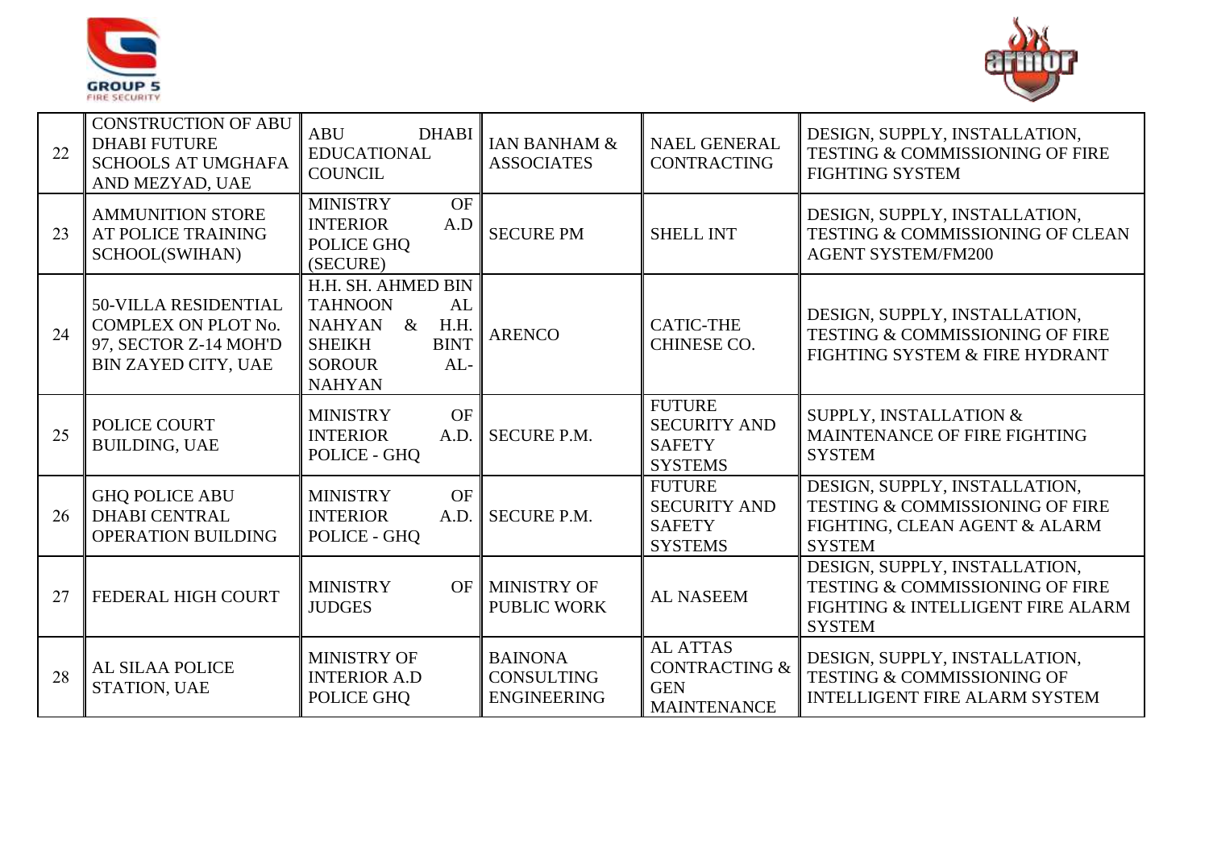| 22 | CONSTRUCTION OF ABU DHABI FUTURE SCHOOLS AT UMGHAFA AND MEZYAD, UAE | ABU DHABI EDUCATIONAL COUNCIL | IAN BANHAM & ASSOCIATES | NAEL GENERAL CONTRACTING | DESIGN, SUPPLY, INSTALLATION, TESTING & COMMISSIONING OF FIRE FIGHTING SYSTEM |
|---|---|---|---|---|---|
| 23 | AMMUNITION STORE AT POLICE TRAINING SCHOOL(SWIHAN) | MINISTRY OF INTERIOR A.D POLICE GHQ (SECURE) | SECURE PM | SHELL INT | DESIGN, SUPPLY, INSTALLATION, TESTING & COMMISSIONING OF CLEAN AGENT SYSTEM/FM200 |
| 24 | 50-VILLA RESIDENTIAL COMPLEX ON PLOT No. 97, SECTOR Z-14 MOH'D BIN ZAYED CITY, UAE | H.H. SH. AHMED BIN TAHNOON AL NAHYAN & H.H. SHEIKH BINT SOROUR AL-NAHYAN | ARENCO | CATIC-THE CHINESE CO. | DESIGN, SUPPLY, INSTALLATION, TESTING & COMMISSIONING OF FIRE FIGHTING SYSTEM & FIRE HYDRANT |
| 25 | POLICE COURT BUILDING, UAE | MINISTRY OF INTERIOR A.D. POLICE - GHQ | SECURE P.M. | FUTURE SECURITY AND SAFETY SYSTEMS | SUPPLY, INSTALLATION & MAINTENANCE OF FIRE FIGHTING SYSTEM |
| 26 | GHQ POLICE ABU DHABI CENTRAL OPERATION BUILDING | MINISTRY OF INTERIOR A.D. POLICE - GHQ | SECURE P.M. | FUTURE SECURITY AND SAFETY SYSTEMS | DESIGN, SUPPLY, INSTALLATION, TESTING & COMMISSIONING OF FIRE FIGHTING, CLEAN AGENT & ALARM SYSTEM |
| 27 | FEDERAL HIGH COURT | MINISTRY OF JUDGES | MINISTRY OF PUBLIC WORK | AL NASEEM | DESIGN, SUPPLY, INSTALLATION, TESTING & COMMISSIONING OF FIRE FIGHTING & INTELLIGENT FIRE ALARM SYSTEM |
| 28 | AL SILAA POLICE STATION, UAE | MINISTRY OF INTERIOR A.D POLICE GHQ | BAINONA CONSULTING ENGINEERING | AL ATTAS CONTRACTING & GEN MAINTENANCE | DESIGN, SUPPLY, INSTALLATION, TESTING & COMMISSIONING OF INTELLIGENT FIRE ALARM SYSTEM |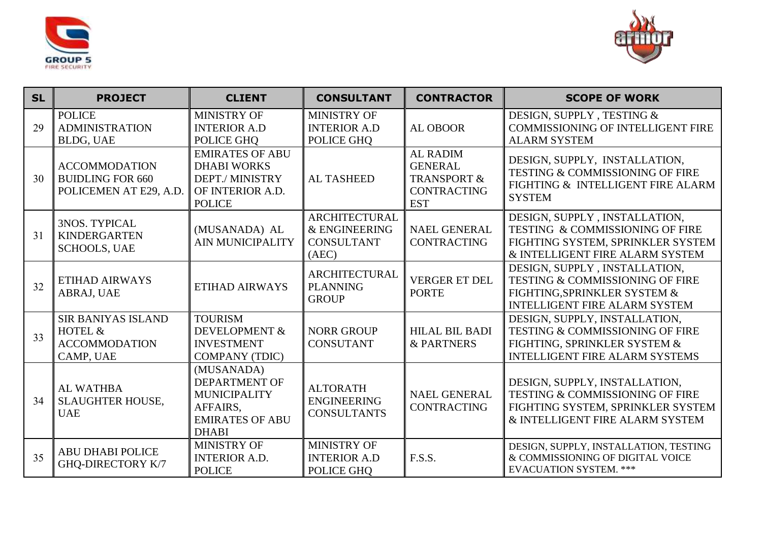| SL | PROJECT | CLIENT | CONSULTANT | CONTRACTOR | SCOPE OF WORK |
|---|---|---|---|---|---|
| 29 | POLICE ADMINISTRATION BLDG, UAE | MINISTRY OF INTERIOR A.D POLICE GHQ | MINISTRY OF INTERIOR A.D POLICE GHQ | AL OBOOR | DESIGN, SUPPLY , TESTING & COMMISSIONING OF INTELLIGENT FIRE ALARM SYSTEM |
| 30 | ACCOMMODATION BUIDLING FOR 660 POLICEMEN AT E29, A.D. | EMIRATES OF ABU DHABI WORKS DEPT./ MINISTRY OF INTERIOR A.D. POLICE | AL TASHEED | AL RADIM GENERAL TRANSPORT & CONTRACTING EST | DESIGN, SUPPLY, INSTALLATION, TESTING & COMMISSIONING OF FIRE FIGHTING & INTELLIGENT FIRE ALARM SYSTEM |
| 31 | 3NOS. TYPICAL KINDERGARTEN SCHOOLS, UAE | (MUSANADA) AL AIN MUNICIPALITY | ARCHITECTURAL & ENGINEERING CONSULTANT (AEC) | NAEL GENERAL CONTRACTING | DESIGN, SUPPLY , INSTALLATION, TESTING & COMMISSIONING OF FIRE FIGHTING SYSTEM, SPRINKLER SYSTEM & INTELLIGENT FIRE ALARM SYSTEM |
| 32 | ETIHAD AIRWAYS ABRAJ, UAE | ETIHAD AIRWAYS | ARCHITECTURAL PLANNING GROUP | VERGER ET DEL PORTE | DESIGN, SUPPLY , INSTALLATION, TESTING & COMMISSIONING OF FIRE FIGHTING,SPRINKLER SYSTEM & INTELLIGENT FIRE ALARM SYSTEM |
| 33 | SIR BANIYAS ISLAND HOTEL & ACCOMMODATION CAMP, UAE | TOURISM DEVELOPMENT & INVESTMENT COMPANY (TDIC) | NORR GROUP CONSUTANT | HILAL BIL BADI & PARTNERS | DESIGN, SUPPLY, INSTALLATION, TESTING & COMMISSIONING OF FIRE FIGHTING, SPRINKLER SYSTEM & INTELLIGENT FIRE ALARM SYSTEMS |
| 34 | AL WATHBA SLAUGHTER HOUSE, UAE | (MUSANADA) DEPARTMENT OF MUNICIPALITY AFFAIRS, EMIRATES OF ABU DHABI | ALTORATH ENGINEERING CONSULTANTS | NAEL GENERAL CONTRACTING | DESIGN, SUPPLY, INSTALLATION, TESTING & COMMISSIONING OF FIRE FIGHTING SYSTEM, SPRINKLER SYSTEM & INTELLIGENT FIRE ALARM SYSTEM |
| 35 | ABU DHABI POLICE GHQ-DIRECTORY K/7 | MINISTRY OF INTERIOR A.D. POLICE | MINISTRY OF INTERIOR A.D POLICE GHQ | F.S.S. | DESIGN, SUPPLY, INSTALLATION, TESTING & COMMISSIONING OF DIGITAL VOICE EVACUATION SYSTEM. *** |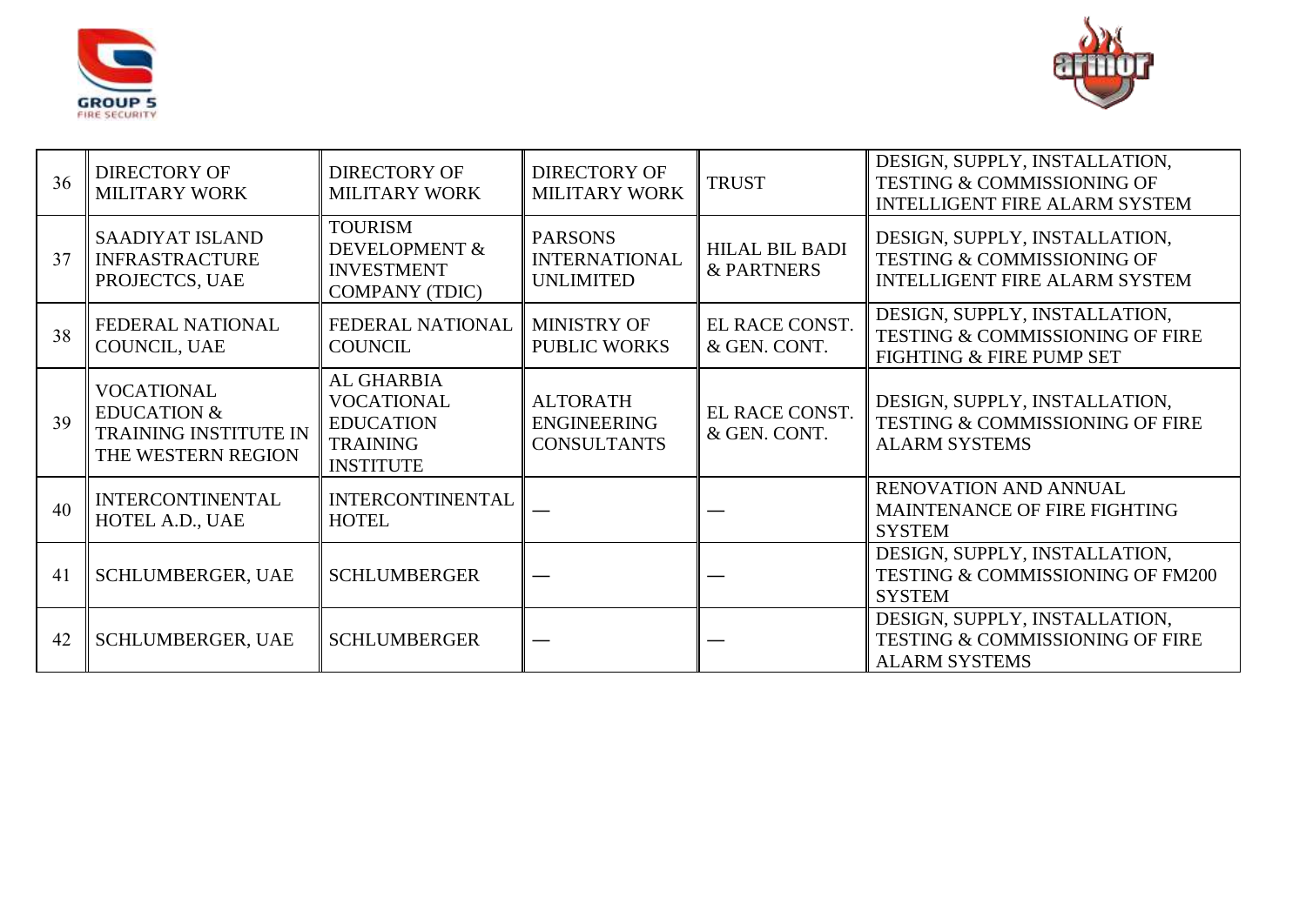| 36 | DIRECTORY OF MILITARY WORK | DIRECTORY OF MILITARY WORK | DIRECTORY OF MILITARY WORK | TRUST | DESIGN, SUPPLY, INSTALLATION, TESTING & COMMISSIONING OF INTELLIGENT FIRE ALARM SYSTEM |
|---|---|---|---|---|---|
| 37 | SAADIYAT ISLAND INFRASTRUCTURE PROJECTCS, UAE | TOURISM DEVELOPMENT & INVESTMENT COMPANY (TDIC) | PARSONS INTERNATIONAL UNLIMITED | HILAL BIL BADI & PARTNERS | DESIGN, SUPPLY, INSTALLATION, TESTING & COMMISSIONING OF INTELLIGENT FIRE ALARM SYSTEM |
| 38 | FEDERAL NATIONAL COUNCIL, UAE | FEDERAL NATIONAL COUNCIL | MINISTRY OF PUBLIC WORKS | EL RACE CONST. & GEN. CONT. | DESIGN, SUPPLY, INSTALLATION, TESTING & COMMISSIONING OF FIRE FIGHTING & FIRE PUMP SET |
| 39 | VOCATIONAL EDUCATION & TRAINING INSTITUTE IN THE WESTERN REGION | AL GHARBIA VOCATIONAL EDUCATION TRAINING INSTITUTE | ALTORATH ENGINEERING CONSULTANTS | EL RACE CONST. & GEN. CONT. | DESIGN, SUPPLY, INSTALLATION, TESTING & COMMISSIONING OF FIRE ALARM SYSTEMS |
| 40 | INTERCONTINENTAL HOTEL A.D., UAE | INTERCONTINENTAL HOTEL | — | — | RENOVATION AND ANNUAL MAINTENANCE OF FIRE FIGHTING SYSTEM |
| 41 | SCHLUMBERGER, UAE | SCHLUMBERGER | — | — | DESIGN, SUPPLY, INSTALLATION, TESTING & COMMISSIONING OF FM200 SYSTEM |
| 42 | SCHLUMBERGER, UAE | SCHLUMBERGER | — | — | DESIGN, SUPPLY, INSTALLATION, TESTING & COMMISSIONING OF FIRE ALARM SYSTEMS |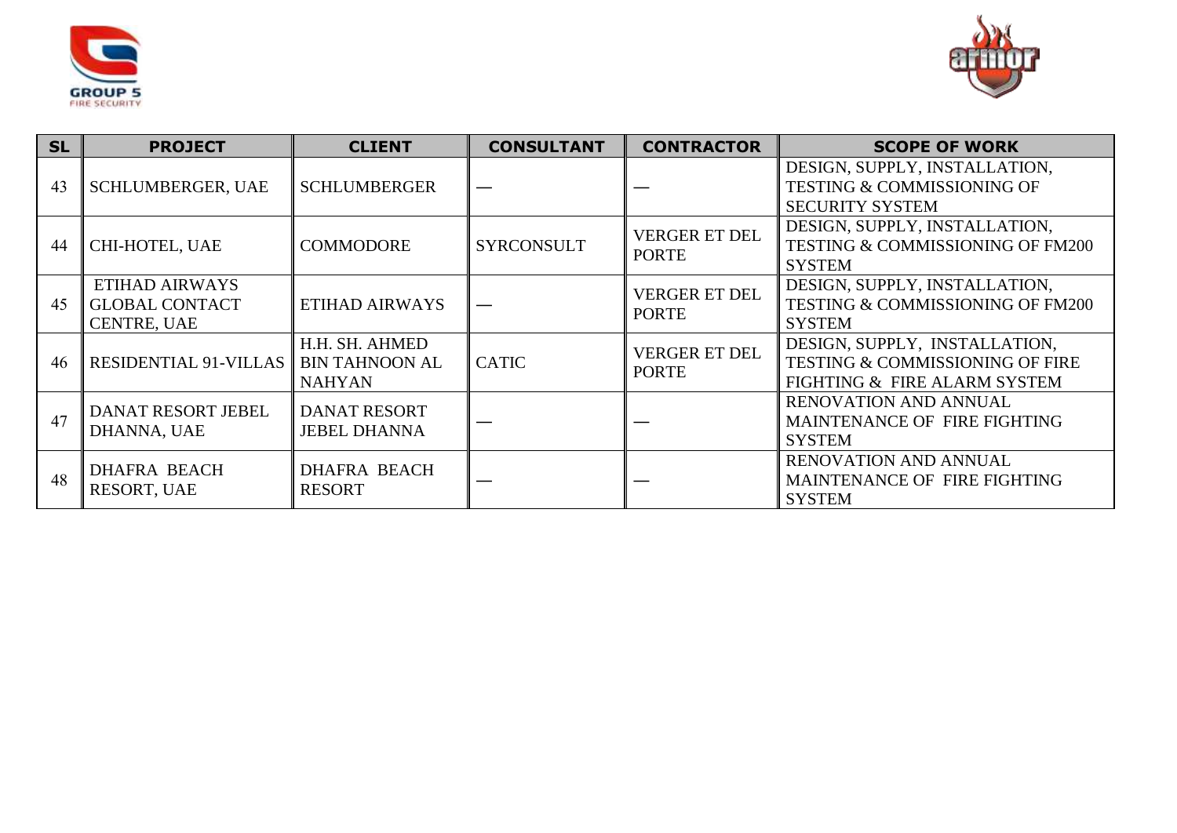| SL | PROJECT | CLIENT | CONSULTANT | CONTRACTOR | SCOPE OF WORK |
|---|---|---|---|---|---|
| 43 | SCHLUMBERGER, UAE | SCHLUMBERGER | — | — | DESIGN, SUPPLY, INSTALLATION, TESTING & COMMISSIONING OF SECURITY SYSTEM |
| 44 | CHI-HOTEL, UAE | COMMODORE | SYRCONSULT | VERGER ET DEL PORTE | DESIGN, SUPPLY, INSTALLATION, TESTING & COMMISSIONING OF FM200 SYSTEM |
| 45 | ETIHAD AIRWAYS GLOBAL CONTACT CENTRE, UAE | ETIHAD AIRWAYS | — | VERGER ET DEL PORTE | DESIGN, SUPPLY, INSTALLATION, TESTING & COMMISSIONING OF FM200 SYSTEM |
| 46 | RESIDENTIAL 91-VILLAS | H.H. SH. AHMED BIN TAHNOON AL NAHYAN | CATIC | VERGER ET DEL PORTE | DESIGN, SUPPLY, INSTALLATION, TESTING & COMMISSIONING OF FIRE FIGHTING & FIRE ALARM SYSTEM |
| 47 | DANAT RESORT JEBEL DHANNA, UAE | DANAT RESORT JEBEL DHANNA | — | — | RENOVATION AND ANNUAL MAINTENANCE OF FIRE FIGHTING SYSTEM |
| 48 | DHAFRA BEACH RESORT, UAE | DHAFRA BEACH RESORT | — | — | RENOVATION AND ANNUAL MAINTENANCE OF FIRE FIGHTING SYSTEM |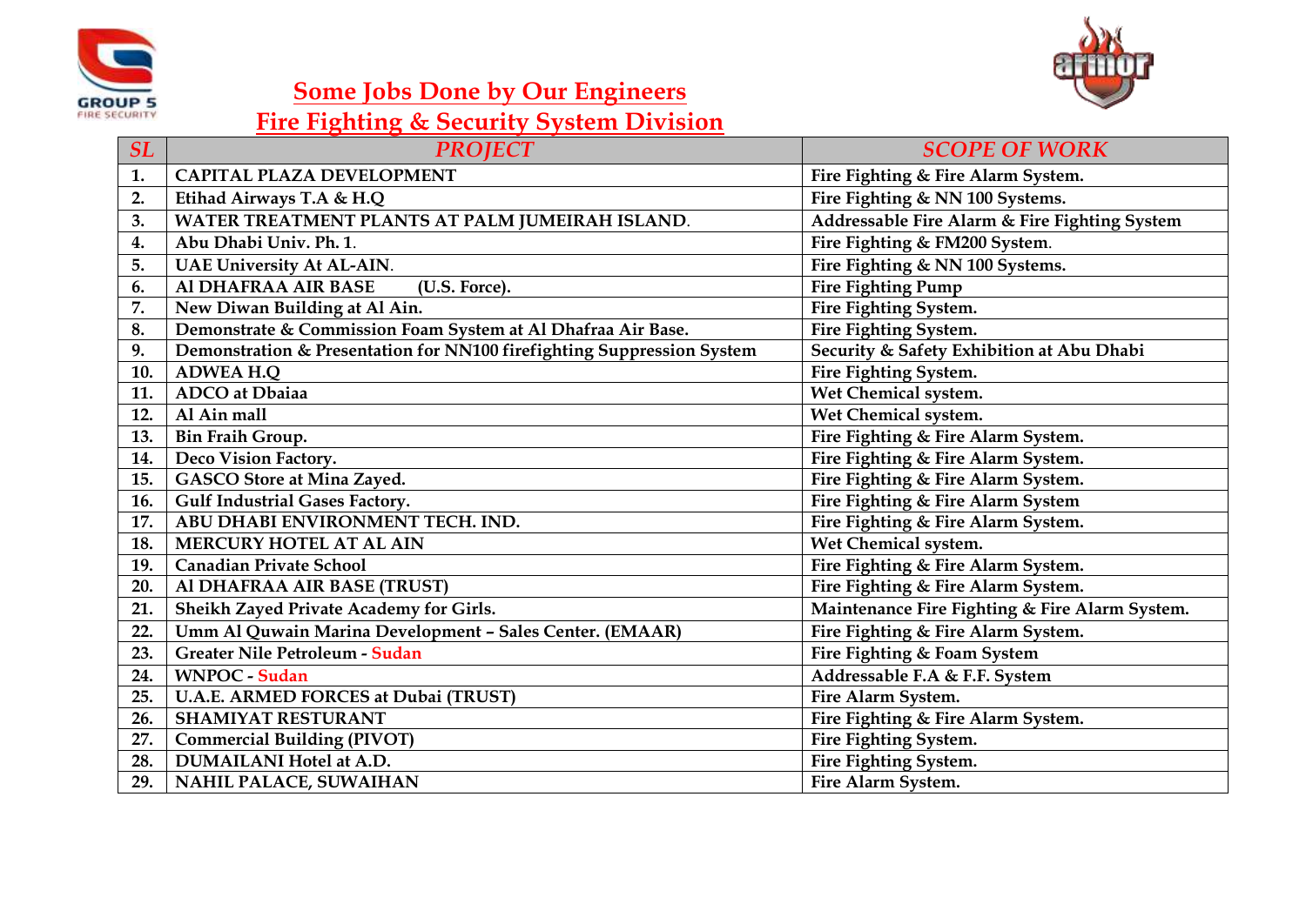# Some Jobs Done by Our Engineers

## Fire Fighting & Security System Division

| SL | PROJECT | SCOPE OF WORK |
|---|---|---|
| 1. | CAPITAL PLAZA DEVELOPMENT | Fire Fighting & Fire Alarm System. |
| 2. | Etihad Airways T.A & H.Q | Fire Fighting & NN 100 Systems. |
| 3. | WATER TREATMENT PLANTS AT PALM JUMEIRAH ISLAND. | Addressable Fire Alarm & Fire Fighting System |
| 4. | Abu Dhabi Univ. Ph. 1. | Fire Fighting & FM200 System. |
| 5. | UAE University At AL-AIN. | Fire Fighting & NN 100 Systems. |
| 6. | Al DHAFRAA AIR BASE (U.S. Force). | Fire Fighting Pump |
| 7. | New Diwan Building at Al Ain. | Fire Fighting System. |
| 8. | Demonstrate & Commission Foam System at Al Dhafraa Air Base. | Fire Fighting System. |
| 9. | Demonstration & Presentation for NN100 firefighting Suppression System | Security & Safety Exhibition at Abu Dhabi |
| 10. | ADWEA H.Q | Fire Fighting System. |
| 11. | ADCO at Dbaiaa | Wet Chemical system. |
| 12. | Al Ain mall | Wet Chemical system. |
| 13. | Bin Fraih Group. | Fire Fighting & Fire Alarm System. |
| 14. | Deco Vision Factory. | Fire Fighting & Fire Alarm System. |
| 15. | GASCO Store at Mina Zayed. | Fire Fighting & Fire Alarm System. |
| 16. | Gulf Industrial Gases Factory. | Fire Fighting & Fire Alarm System |
| 17. | ABU DHABI ENVIRONMENT TECH. IND. | Fire Fighting & Fire Alarm System. |
| 18. | MERCURY HOTEL AT AL AIN | Wet Chemical system. |
| 19. | Canadian Private School | Fire Fighting & Fire Alarm System. |
| 20. | Al DHAFRAA AIR BASE (TRUST) | Fire Fighting & Fire Alarm System. |
| 21. | Sheikh Zayed Private Academy for Girls. | Maintenance Fire Fighting & Fire Alarm System. |
| 22. | Umm Al Quwain Marina Development – Sales Center. (EMAAR) | Fire Fighting & Fire Alarm System. |
| 23. | Greater Nile Petroleum - Sudan | Fire Fighting & Foam System |
| 24. | WNPOC - Sudan | Addressable F.A & F.F. System |
| 25. | U.A.E. ARMED FORCES at Dubai (TRUST) | Fire Alarm System. |
| 26. | SHAMIYAT RESTURANT | Fire Fighting & Fire Alarm System. |
| 27. | Commercial Building (PIVOT) | Fire Fighting System. |
| 28. | DUMAILANI Hotel at A.D. | Fire Fighting System. |
| 29. | NAHIL PALACE, SUWAIHAN | Fire Alarm System. |